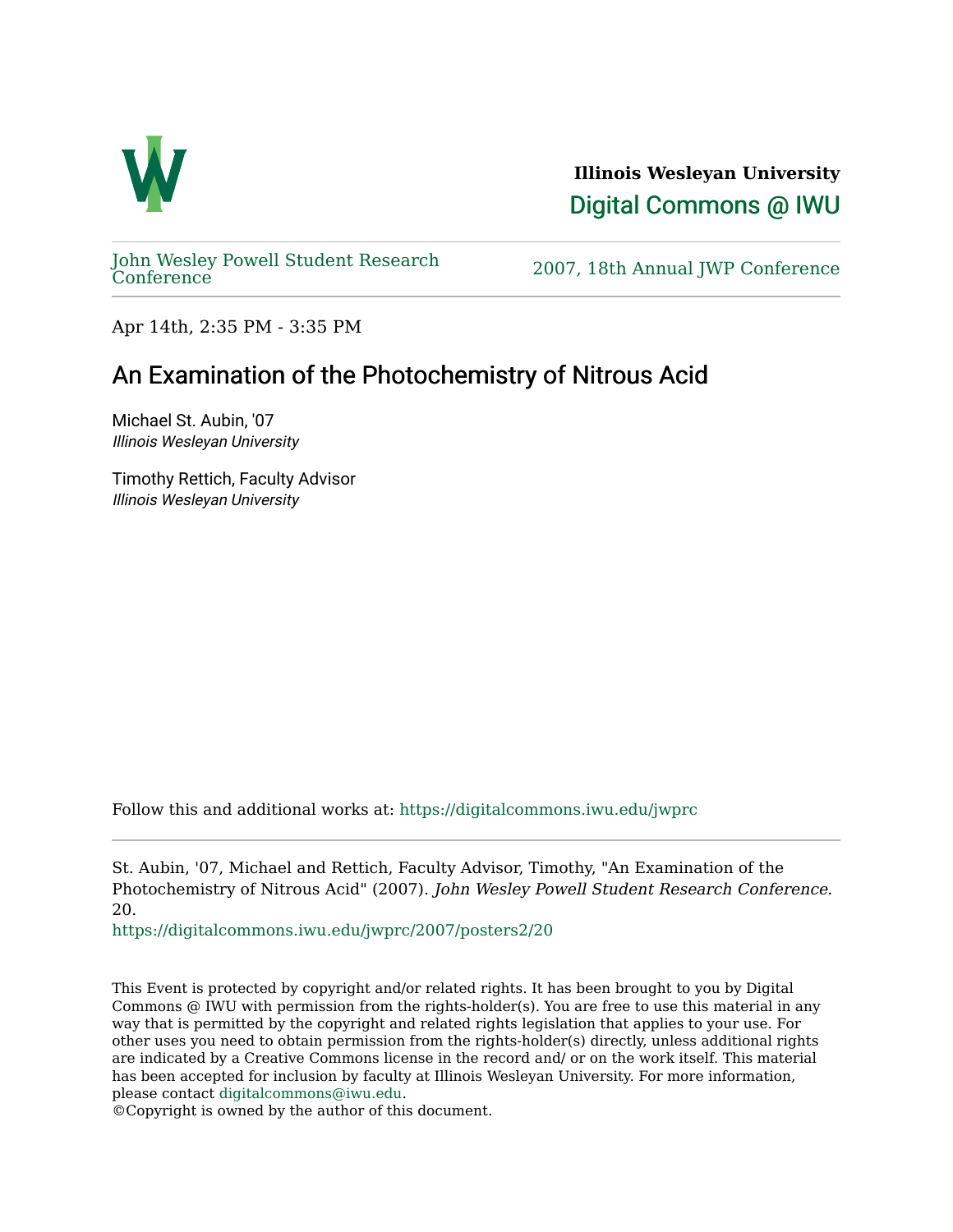**Illinois Wesleyan University**

Digital Commons @ IWU

John Wesley Powell Student Research Conference

2007, 18th Annual JWP Conference

Apr 14th, 2:35 PM - 3:35 PM

# An Examination of the Photochemistry of Nitrous Acid

Michael St. Aubin, '07
*Illinois Wesleyan University*

Timothy Rettich, Faculty Advisor
*Illinois Wesleyan University*

Follow this and additional works at: https://digitalcommons.iwu.edu/jwprc

St. Aubin, '07, Michael and Rettich, Faculty Advisor, Timothy, "An Examination of the Photochemistry of Nitrous Acid" (2007). *John Wesley Powell Student Research Conference*. 20.
https://digitalcommons.iwu.edu/jwprc/2007/posters2/20

This Event is protected by copyright and/or related rights. It has been brought to you by Digital Commons @ IWU with permission from the rights-holder(s). You are free to use this material in any way that is permitted by the copyright and related rights legislation that applies to your use. For other uses you need to obtain permission from the rights-holder(s) directly, unless additional rights are indicated by a Creative Commons license in the record and/ or on the work itself. This material has been accepted for inclusion by faculty at Illinois Wesleyan University. For more information, please contact digitalcommons@iwu.edu.
©Copyright is owned by the author of this document.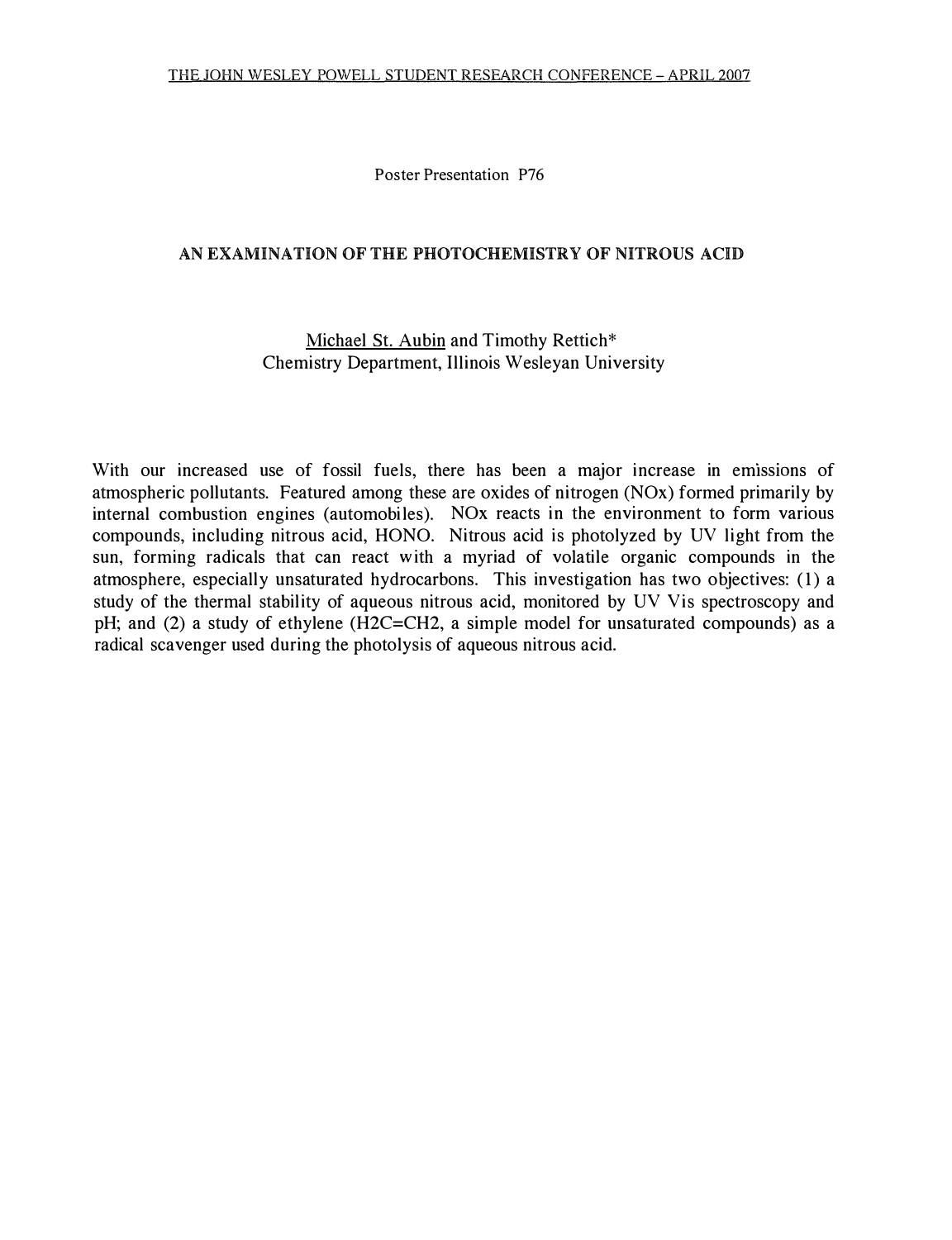Poster Presentation P76

## AN EXAMINATION OF THE PHOTOCHEMISTRY OF NITROUS ACID

Michael St. Aubin and Timothy Rettich*
Chemistry Department, Illinois Wesleyan University

With our increased use of fossil fuels, there has been a major increase in emissions of atmospheric pollutants. Featured among these are oxides of nitrogen (NOx) formed primarily by internal combustion engines (automobiles). NOx reacts in the environment to form various compounds, including nitrous acid, HONO. Nitrous acid is photolyzed by UV light from the sun, forming radicals that can react with a myriad of volatile organic compounds in the atmosphere, especially unsaturated hydrocarbons. This investigation has two objectives: (1) a study of the thermal stability of aqueous nitrous acid, monitored by UV Vis spectroscopy and pH; and (2) a study of ethylene (H2C=CH2, a simple model for unsaturated compounds) as a radical scavenger used during the photolysis of aqueous nitrous acid.